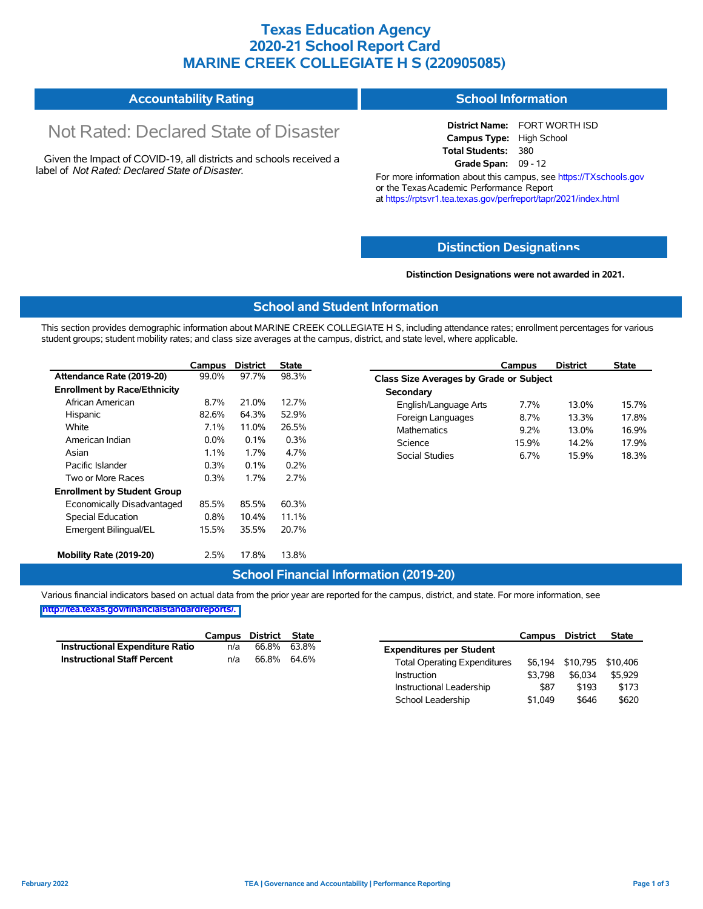# Texas Education Agency
# 2020-21 School Report Card
# MARINE CREEK COLLEGIATE H S (220905085)

## Accountability Rating

Not Rated: Declared State of Disaster

Given the Impact of COVID-19, all districts and schools received a label of *Not Rated: Declared State of Disaster*.

## School Information

**District Name:** FORT WORTH ISD
**Campus Type:** High School
**Total Students:** 380
**Grade Span:** 09 - 12

For more information about this campus, see https://TXschools.gov or the Texas Academic Performance Report at https://rptsvr1.tea.texas.gov/perfreport/tapr/2021/index.html

## Distinction Designations

**Distinction Designations were not awarded in 2021.**

## School and Student Information

This section provides demographic information about MARINE CREEK COLLEGIATE H S, including attendance rates; enrollment percentages for various student groups; student mobility rates; and class size averages at the campus, district, and state level, where applicable.

| | Campus | District | State |
|---|---|---|---|
| **Attendance Rate (2019-20)** | 99.0% | 97.7% | 98.3% |
| **Enrollment by Race/Ethnicity** | | | |
| African American | 8.7% | 21.0% | 12.7% |
| Hispanic | 82.6% | 64.3% | 52.9% |
| White | 7.1% | 11.0% | 26.5% |
| American Indian | 0.0% | 0.1% | 0.3% |
| Asian | 1.1% | 1.7% | 4.7% |
| Pacific Islander | 0.3% | 0.1% | 0.2% |
| Two or More Races | 0.3% | 1.7% | 2.7% |
| **Enrollment by Student Group** | | | |
| Economically Disadvantaged | 85.5% | 85.5% | 60.3% |
| Special Education | 0.8% | 10.4% | 11.1% |
| Emergent Bilingual/EL | 15.5% | 35.5% | 20.7% |
| **Mobility Rate (2019-20)** | 2.5% | 17.8% | 13.8% |

| | Campus | District | State |
|---|---|---|---|
| **Class Size Averages by Grade or Subject** | | | |
| **Secondary** | | | |
| English/Language Arts | 7.7% | 13.0% | 15.7% |
| Foreign Languages | 8.7% | 13.3% | 17.8% |
| Mathematics | 9.2% | 13.0% | 16.9% |
| Science | 15.9% | 14.2% | 17.9% |
| Social Studies | 6.7% | 15.9% | 18.3% |

## School Financial Information (2019-20)

Various financial indicators based on actual data from the prior year are reported for the campus, district, and state. For more information, see http://tea.texas.gov/financialstandardreports/.

| | Campus | District | State |
|---|---|---|---|
| **Instructional Expenditure Ratio** | n/a | 66.8% | 63.8% |
| **Instructional Staff Percent** | n/a | 66.8% | 64.6% |

| | Campus | District | State |
|---|---|---|---|
| **Expenditures per Student** | | | |
| Total Operating Expenditures | $6,194 | $10,795 | $10,406 |
| Instruction | $3,798 | $6,034 | $5,929 |
| Instructional Leadership | $87 | $193 | $173 |
| School Leadership | $1,049 | $646 | $620 |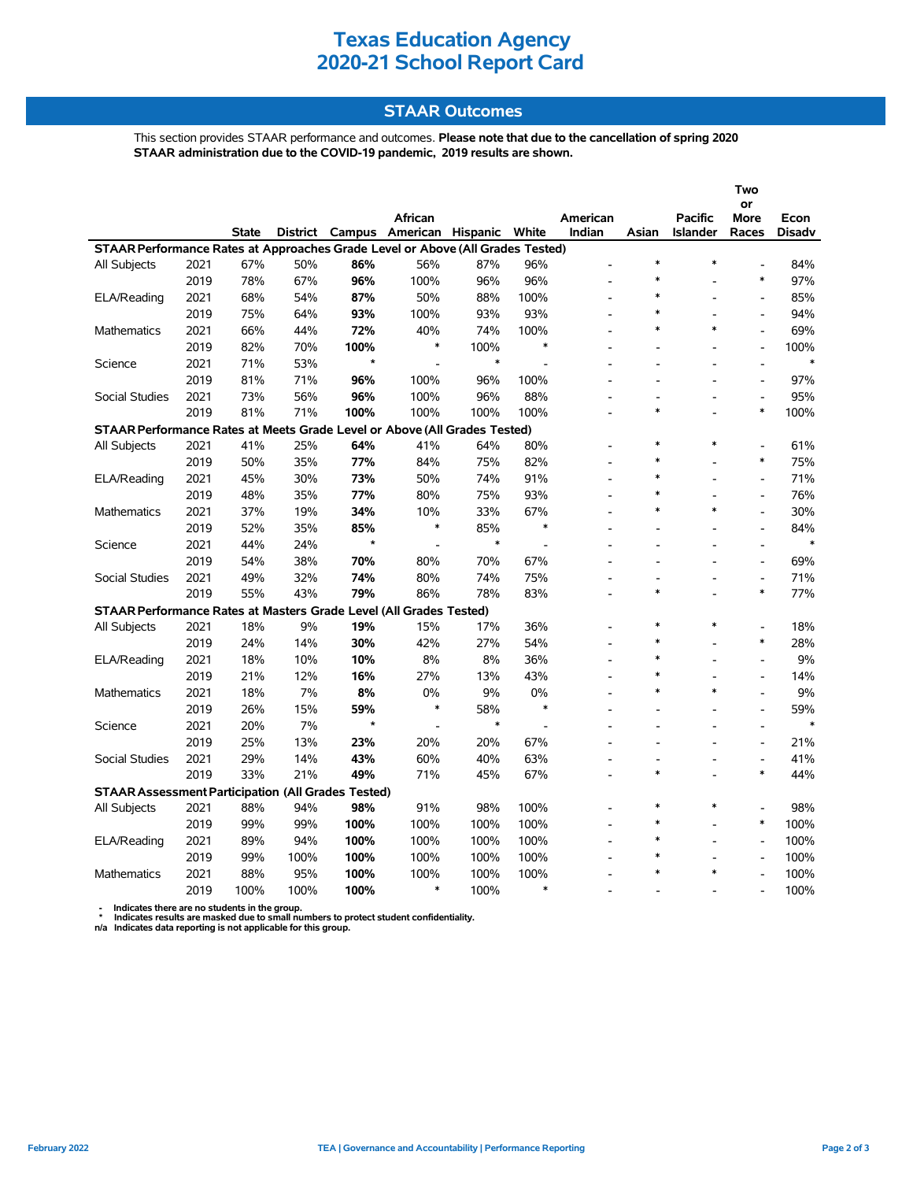# Texas Education Agency
# 2020-21 School Report Card

## STAAR Outcomes

This section provides STAAR performance and outcomes. **Please note that due to the cancellation of spring 2020 STAAR administration due to the COVID-19 pandemic, 2019 results are shown.**

| | | State | District | Campus | African American | Hispanic | White | American Indian | Asian | Pacific Islander | Two or More Races | Econ Disadv |
|---|---|---|---|---|---|---|---|---|---|---|---|---|
| **STAAR Performance Rates at Approaches Grade Level or Above (All Grades Tested)** | | | | | | | | | | | | |
| All Subjects | 2021 | 67% | 50% | **86%** | 56% | 87% | 96% | - | * | * | - | 84% |
| | 2019 | 78% | 67% | **96%** | 100% | 96% | 96% | - | * | - | * | 97% |
| ELA/Reading | 2021 | 68% | 54% | **87%** | 50% | 88% | 100% | - | * | - | - | 85% |
| | 2019 | 75% | 64% | **93%** | 100% | 93% | 93% | - | * | - | - | 94% |
| Mathematics | 2021 | 66% | 44% | **72%** | 40% | 74% | 100% | - | * | * | - | 69% |
| | 2019 | 82% | 70% | **100%** | * | 100% | * | - | - | - | - | 100% |
| Science | 2021 | 71% | 53% | * | - | * | - | - | - | - | - | * |
| | 2019 | 81% | 71% | **96%** | 100% | 96% | 100% | - | - | - | - | 97% |
| Social Studies | 2021 | 73% | 56% | **96%** | 100% | 96% | 88% | - | - | - | - | 95% |
| | 2019 | 81% | 71% | **100%** | 100% | 100% | 100% | - | * | - | * | 100% |
| **STAAR Performance Rates at Meets Grade Level or Above (All Grades Tested)** | | | | | | | | | | | | |
| All Subjects | 2021 | 41% | 25% | **64%** | 41% | 64% | 80% | - | * | * | - | 61% |
| | 2019 | 50% | 35% | **77%** | 84% | 75% | 82% | - | * | - | * | 75% |
| ELA/Reading | 2021 | 45% | 30% | **73%** | 50% | 74% | 91% | - | * | - | - | 71% |
| | 2019 | 48% | 35% | **77%** | 80% | 75% | 93% | - | * | - | - | 76% |
| Mathematics | 2021 | 37% | 19% | **34%** | 10% | 33% | 67% | - | * | * | - | 30% |
| | 2019 | 52% | 35% | **85%** | * | 85% | * | - | - | - | - | 84% |
| Science | 2021 | 44% | 24% | * | - | * | - | - | - | - | - | * |
| | 2019 | 54% | 38% | **70%** | 80% | 70% | 67% | - | - | - | - | 69% |
| Social Studies | 2021 | 49% | 32% | **74%** | 80% | 74% | 75% | - | - | - | - | 71% |
| | 2019 | 55% | 43% | **79%** | 86% | 78% | 83% | - | * | - | * | 77% |
| **STAAR Performance Rates at Masters Grade Level (All Grades Tested)** | | | | | | | | | | | | |
| All Subjects | 2021 | 18% | 9% | **19%** | 15% | 17% | 36% | - | * | * | - | 18% |
| | 2019 | 24% | 14% | **30%** | 42% | 27% | 54% | - | * | - | * | 28% |
| ELA/Reading | 2021 | 18% | 10% | **10%** | 8% | 8% | 36% | - | * | - | - | 9% |
| | 2019 | 21% | 12% | **16%** | 27% | 13% | 43% | - | * | - | - | 14% |
| Mathematics | 2021 | 18% | 7% | **8%** | 0% | 9% | 0% | - | * | * | - | 9% |
| | 2019 | 26% | 15% | **59%** | * | 58% | * | - | - | - | - | 59% |
| Science | 2021 | 20% | 7% | * | - | * | - | - | - | - | - | * |
| | 2019 | 25% | 13% | **23%** | 20% | 20% | 67% | - | - | - | - | 21% |
| Social Studies | 2021 | 29% | 14% | **43%** | 60% | 40% | 63% | - | - | - | - | 41% |
| | 2019 | 33% | 21% | **49%** | 71% | 45% | 67% | - | * | - | * | 44% |
| **STAAR Assessment Participation (All Grades Tested)** | | | | | | | | | | | | |
| All Subjects | 2021 | 88% | 94% | **98%** | 91% | 98% | 100% | - | * | * | - | 98% |
| | 2019 | 99% | 99% | **100%** | 100% | 100% | 100% | - | * | - | * | 100% |
| ELA/Reading | 2021 | 89% | 94% | **100%** | 100% | 100% | 100% | - | * | - | - | 100% |
| | 2019 | 99% | 100% | **100%** | 100% | 100% | 100% | - | * | - | - | 100% |
| Mathematics | 2021 | 88% | 95% | **100%** | 100% | 100% | 100% | - | * | * | - | 100% |
| | 2019 | 100% | 100% | **100%** | * | 100% | * | - | - | - | - | 100% |

- Indicates there are no students in the group.
\* Indicates results are masked due to small numbers to protect student confidentiality.
n/a Indicates data reporting is not applicable for this group.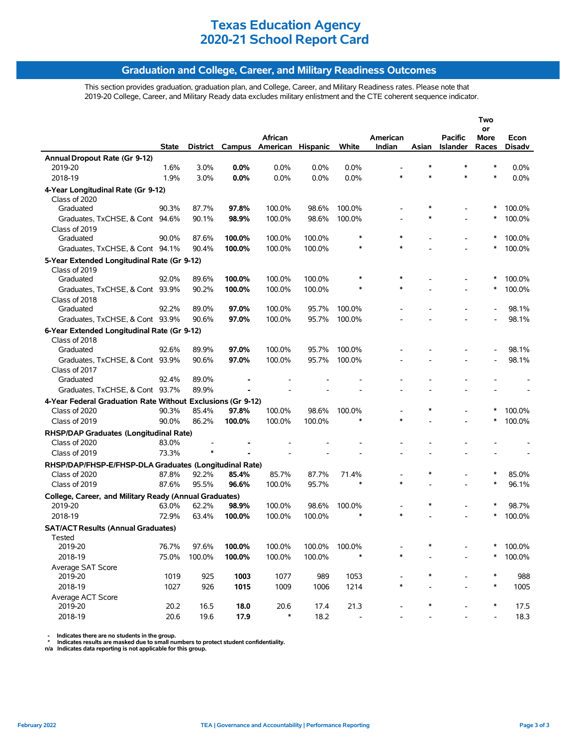# Texas Education Agency
# 2020-21 School Report Card

## Graduation and College, Career, and Military Readiness Outcomes

This section provides graduation, graduation plan, and College, Career, and Military Readiness rates. Please note that 2019-20 College, Career, and Military Ready data excludes military enlistment and the CTE coherent sequence indicator.

| | State | District | Campus | African American | Hispanic | White | American Indian | Asian | Pacific Islander | Two or More Races | Econ Disadv |
|---|---|---|---|---|---|---|---|---|---|---|---|
| **Annual Dropout Rate (Gr 9-12)** | | | | | | | | | | | |
| 2019-20 | 1.6% | 3.0% | **0.0%** | 0.0% | 0.0% | 0.0% | - | * | * | * | 0.0% |
| 2018-19 | 1.9% | 3.0% | **0.0%** | 0.0% | 0.0% | 0.0% | * | * | * | * | 0.0% |
| **4-Year Longitudinal Rate (Gr 9-12)** | | | | | | | | | | | |
| Class of 2020 | | | | | | | | | | | |
| Graduated | 90.3% | 87.7% | **97.8%** | 100.0% | 98.6% | 100.0% | - | * | - | * | 100.0% |
| Graduates, TxCHSE, & Cont | 94.6% | 90.1% | **98.9%** | 100.0% | 98.6% | 100.0% | - | * | - | * | 100.0% |
| Class of 2019 | | | | | | | | | | | |
| Graduated | 90.0% | 87.6% | **100.0%** | 100.0% | 100.0% | * | * | - | - | * | 100.0% |
| Graduates, TxCHSE, & Cont | 94.1% | 90.4% | **100.0%** | 100.0% | 100.0% | * | * | - | - | * | 100.0% |
| **5-Year Extended Longitudinal Rate (Gr 9-12)** | | | | | | | | | | | |
| Class of 2019 | | | | | | | | | | | |
| Graduated | 92.0% | 89.6% | **100.0%** | 100.0% | 100.0% | * | * | - | - | * | 100.0% |
| Graduates, TxCHSE, & Cont | 93.9% | 90.2% | **100.0%** | 100.0% | 100.0% | * | * | - | - | * | 100.0% |
| Class of 2018 | | | | | | | | | | | |
| Graduated | 92.2% | 89.0% | **97.0%** | 100.0% | 95.7% | 100.0% | - | - | - | - | 98.1% |
| Graduates, TxCHSE, & Cont | 93.9% | 90.6% | **97.0%** | 100.0% | 95.7% | 100.0% | - | - | - | - | 98.1% |
| **6-Year Extended Longitudinal Rate (Gr 9-12)** | | | | | | | | | | | |
| Class of 2018 | | | | | | | | | | | |
| Graduated | 92.6% | 89.9% | **97.0%** | 100.0% | 95.7% | 100.0% | - | - | - | - | 98.1% |
| Graduates, TxCHSE, & Cont | 93.9% | 90.6% | **97.0%** | 100.0% | 95.7% | 100.0% | - | - | - | - | 98.1% |
| Class of 2017 | | | | | | | | | | | |
| Graduated | 92.4% | 89.0% | **-** | - | - | - | - | - | - | - | - |
| Graduates, TxCHSE, & Cont | 93.7% | 89.9% | **-** | - | - | - | - | - | - | - | - |
| **4-Year Federal Graduation Rate Without Exclusions (Gr 9-12)** | | | | | | | | | | | |
| Class of 2020 | 90.3% | 85.4% | **97.8%** | 100.0% | 98.6% | 100.0% | - | * | - | * | 100.0% |
| Class of 2019 | 90.0% | 86.2% | **100.0%** | 100.0% | 100.0% | * | * | - | - | * | 100.0% |
| **RHSP/DAP Graduates (Longitudinal Rate)** | | | | | | | | | | | |
| Class of 2020 | 83.0% | - | **-** | - | - | - | - | - | - | - | - |
| Class of 2019 | 73.3% | * | **-** | - | - | - | - | - | - | - | - |
| **RHSP/DAP/FHSP-E/FHSP-DLA Graduates (Longitudinal Rate)** | | | | | | | | | | | |
| Class of 2020 | 87.8% | 92.2% | **85.4%** | 85.7% | 87.7% | 71.4% | - | * | - | * | 85.0% |
| Class of 2019 | 87.6% | 95.5% | **96.6%** | 100.0% | 95.7% | * | * | - | - | * | 96.1% |
| **College, Career, and Military Ready (Annual Graduates)** | | | | | | | | | | | |
| 2019-20 | 63.0% | 62.2% | **98.9%** | 100.0% | 98.6% | 100.0% | - | * | - | * | 98.7% |
| 2018-19 | 72.9% | 63.4% | **100.0%** | 100.0% | 100.0% | * | * | - | - | * | 100.0% |
| **SAT/ACT Results (Annual Graduates)** | | | | | | | | | | | |
| Tested | | | | | | | | | | | |
| 2019-20 | 76.7% | 97.6% | **100.0%** | 100.0% | 100.0% | 100.0% | - | * | - | * | 100.0% |
| 2018-19 | 75.0% | 100.0% | **100.0%** | 100.0% | 100.0% | * | * | - | - | * | 100.0% |
| Average SAT Score | | | | | | | | | | | |
| 2019-20 | 1019 | 925 | **1003** | 1077 | 989 | 1053 | - | * | - | * | 988 |
| 2018-19 | 1027 | 926 | **1015** | 1009 | 1006 | 1214 | * | - | - | * | 1005 |
| Average ACT Score | | | | | | | | | | | |
| 2019-20 | 20.2 | 16.5 | **18.0** | 20.6 | 17.4 | 21.3 | - | * | - | * | 17.5 |
| 2018-19 | 20.6 | 19.6 | **17.9** | * | 18.2 | - | - | - | - | - | 18.3 |

**-** Indicates there are no students in the group.
**\*** Indicates results are masked due to small numbers to protect student confidentiality.
**n/a** Indicates data reporting is not applicable for this group.